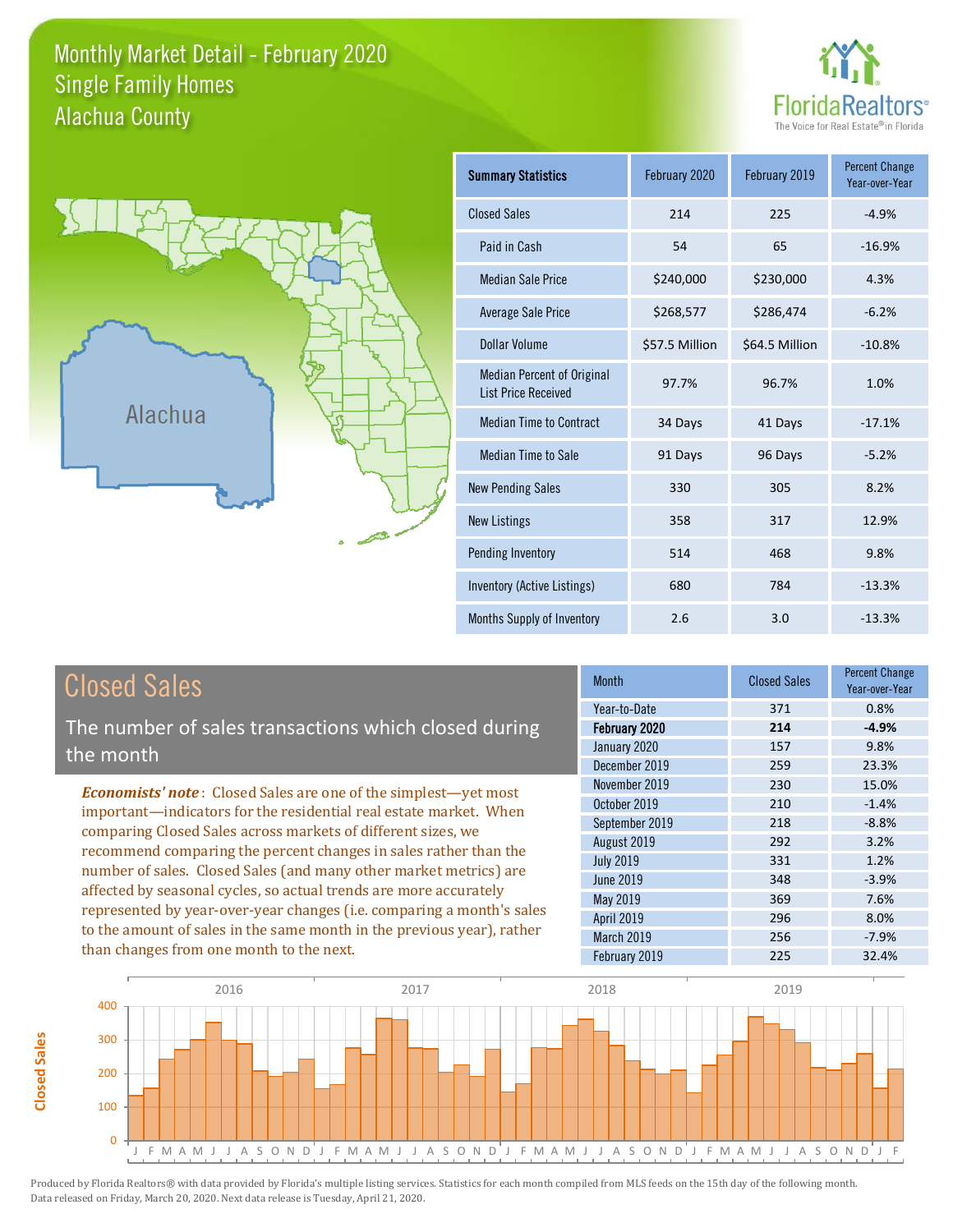# Monthly Market Detail - February 2020
## Single Family Homes
## Alachua County

FloridaRealtors®
The Voice for Real Estate® in Florida

Alachua

| Summary Statistics | February 2020 | February 2019 | Percent Change Year-over-Year |
|---|---|---|---|
| Closed Sales | 214 | 225 | -4.9% |
| Paid in Cash | 54 | 65 | -16.9% |
| Median Sale Price | $240,000 | $230,000 | 4.3% |
| Average Sale Price | $268,577 | $286,474 | -6.2% |
| Dollar Volume | $57.5 Million | $64.5 Million | -10.8% |
| Median Percent of Original List Price Received | 97.7% | 96.7% | 1.0% |
| Median Time to Contract | 34 Days | 41 Days | -17.1% |
| Median Time to Sale | 91 Days | 96 Days | -5.2% |
| New Pending Sales | 330 | 305 | 8.2% |
| New Listings | 358 | 317 | 12.9% |
| Pending Inventory | 514 | 468 | 9.8% |
| Inventory (Active Listings) | 680 | 784 | -13.3% |
| Months Supply of Inventory | 2.6 | 3.0 | -13.3% |

## Closed Sales

The number of sales transactions which closed during the month

*Economists' note*: Closed Sales are one of the simplest—yet most important—indicators for the residential real estate market. When comparing Closed Sales across markets of different sizes, we recommend comparing the percent changes in sales rather than the number of sales. Closed Sales (and many other market metrics) are affected by seasonal cycles, so actual trends are more accurately represented by year-over-year changes (i.e. comparing a month's sales to the amount of sales in the same month in the previous year), rather than changes from one month to the next.

| Month | Closed Sales | Percent Change Year-over-Year |
|---|---|---|
| Year-to-Date | 371 | 0.8% |
| **February 2020** | **214** | **-4.9%** |
| January 2020 | 157 | 9.8% |
| December 2019 | 259 | 23.3% |
| November 2019 | 230 | 15.0% |
| October 2019 | 210 | -1.4% |
| September 2019 | 218 | -8.8% |
| August 2019 | 292 | 3.2% |
| July 2019 | 331 | 1.2% |
| June 2019 | 348 | -3.9% |
| May 2019 | 369 | 7.6% |
| April 2019 | 296 | 8.0% |
| March 2019 | 256 | -7.9% |
| February 2019 | 225 | 32.4% |

Closed Sales

2016 2017 2018 2019

400
300
200
100
0

J F M A M J J A S O N D J F M A M J J A S O N D J F M A M J J A S O N D J F M A M J J A S O N D J F

Produced by Florida Realtors® with data provided by Florida's multiple listing services. Statistics for each month compiled from MLS feeds on the 15th day of the following month. Data released on Friday, March 20, 2020. Next data release is Tuesday, April 21, 2020.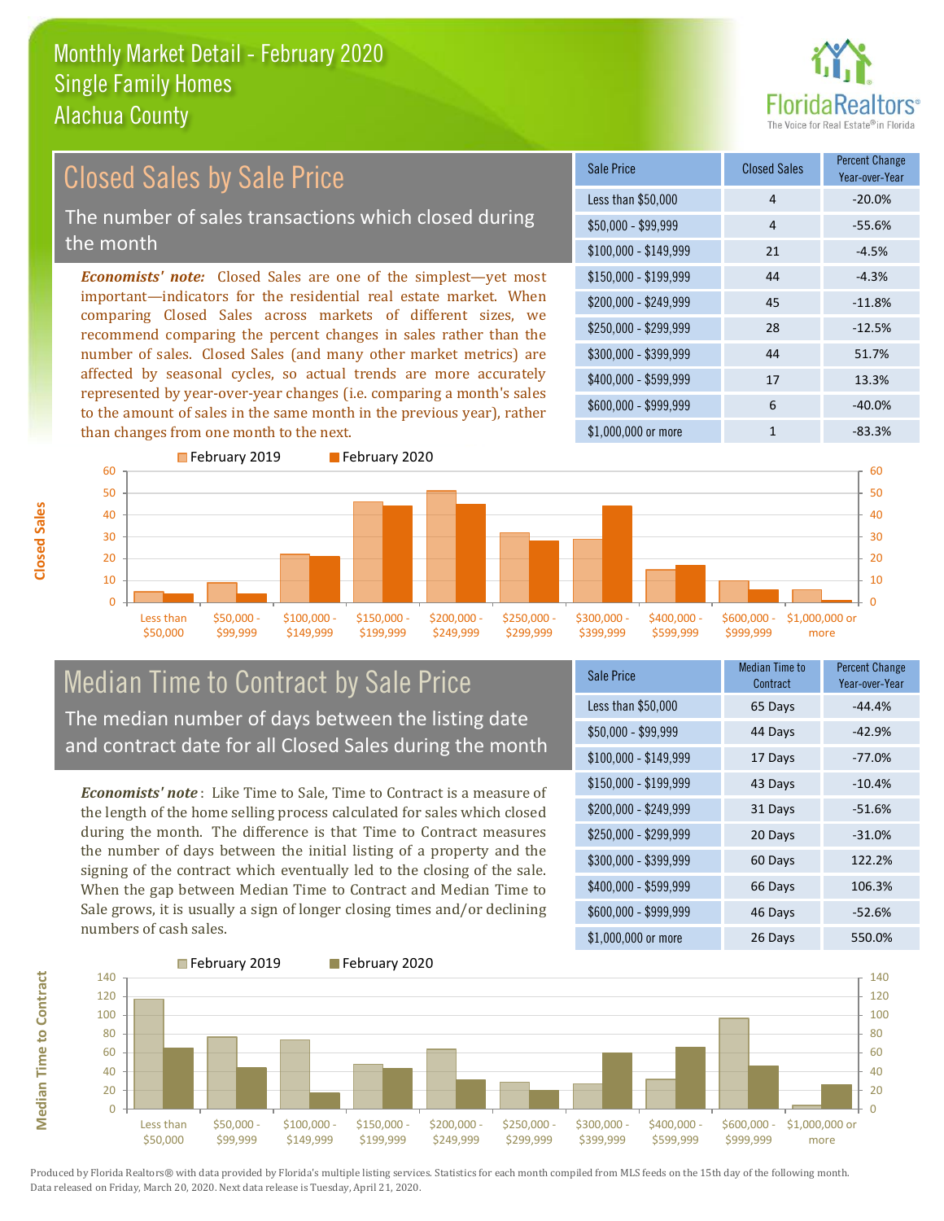# Monthly Market Detail - February 2020
## Single Family Homes
## Alachua County

## Closed Sales by Sale Price

The number of sales transactions which closed during the month

***Economists' note:*** Closed Sales are one of the simplest—yet most important—indicators for the residential real estate market. When comparing Closed Sales across markets of different sizes, we recommend comparing the percent changes in sales rather than the number of sales. Closed Sales (and many other market metrics) are affected by seasonal cycles, so actual trends are more accurately represented by year-over-year changes (i.e. comparing a month's sales to the amount of sales in the same month in the previous year), rather than changes from one month to the next.

| Sale Price | Closed Sales | Percent Change Year-over-Year |
|---|---|---|
| Less than $50,000 | 4 | -20.0% |
| $50,000 - $99,999 | 4 | -55.6% |
| $100,000 - $149,999 | 21 | -4.5% |
| $150,000 - $199,999 | 44 | -4.3% |
| $200,000 - $249,999 | 45 | -11.8% |
| $250,000 - $299,999 | 28 | -12.5% |
| $300,000 - $399,999 | 44 | 51.7% |
| $400,000 - $599,999 | 17 | 13.3% |
| $600,000 - $999,999 | 6 | -40.0% |
| $1,000,000 or more | 1 | -83.3% |

February 2019 February 2020

Closed Sales

0 10 20 30 40 50 60

Less than $50,000, $50,000 - $99,999, $100,000 - $149,999, $150,000 - $199,999, $200,000 - $249,999, $250,000 - $299,999, $300,000 - $399,999, $400,000 - $599,999, $600,000 - $999,999, $1,000,000 or more

## Median Time to Contract by Sale Price

The median number of days between the listing date and contract date for all Closed Sales during the month

***Economists' note*** : Like Time to Sale, Time to Contract is a measure of the length of the home selling process calculated for sales which closed during the month. The difference is that Time to Contract measures the number of days between the initial listing of a property and the signing of the contract which eventually led to the closing of the sale. When the gap between Median Time to Contract and Median Time to Sale grows, it is usually a sign of longer closing times and/or declining numbers of cash sales.

| Sale Price | Median Time to Contract | Percent Change Year-over-Year |
|---|---|---|
| Less than $50,000 | 65 Days | -44.4% |
| $50,000 - $99,999 | 44 Days | -42.9% |
| $100,000 - $149,999 | 17 Days | -77.0% |
| $150,000 - $199,999 | 43 Days | -10.4% |
| $200,000 - $249,999 | 31 Days | -51.6% |
| $250,000 - $299,999 | 20 Days | -31.0% |
| $300,000 - $399,999 | 60 Days | 122.2% |
| $400,000 - $599,999 | 66 Days | 106.3% |
| $600,000 - $999,999 | 46 Days | -52.6% |
| $1,000,000 or more | 26 Days | 550.0% |

February 2019 February 2020

Median Time to Contract

0 20 40 60 80 100 120 140

Less than $50,000, $50,000 - $99,999, $100,000 - $149,999, $150,000 - $199,999, $200,000 - $249,999, $250,000 - $299,999, $300,000 - $399,999, $400,000 - $599,999, $600,000 - $999,999, $1,000,000 or more

Produced by Florida Realtors® with data provided by Florida's multiple listing services. Statistics for each month compiled from MLS feeds on the 15th day of the following month. Data released on Friday, March 20, 2020. Next data release is Tuesday, April 21, 2020.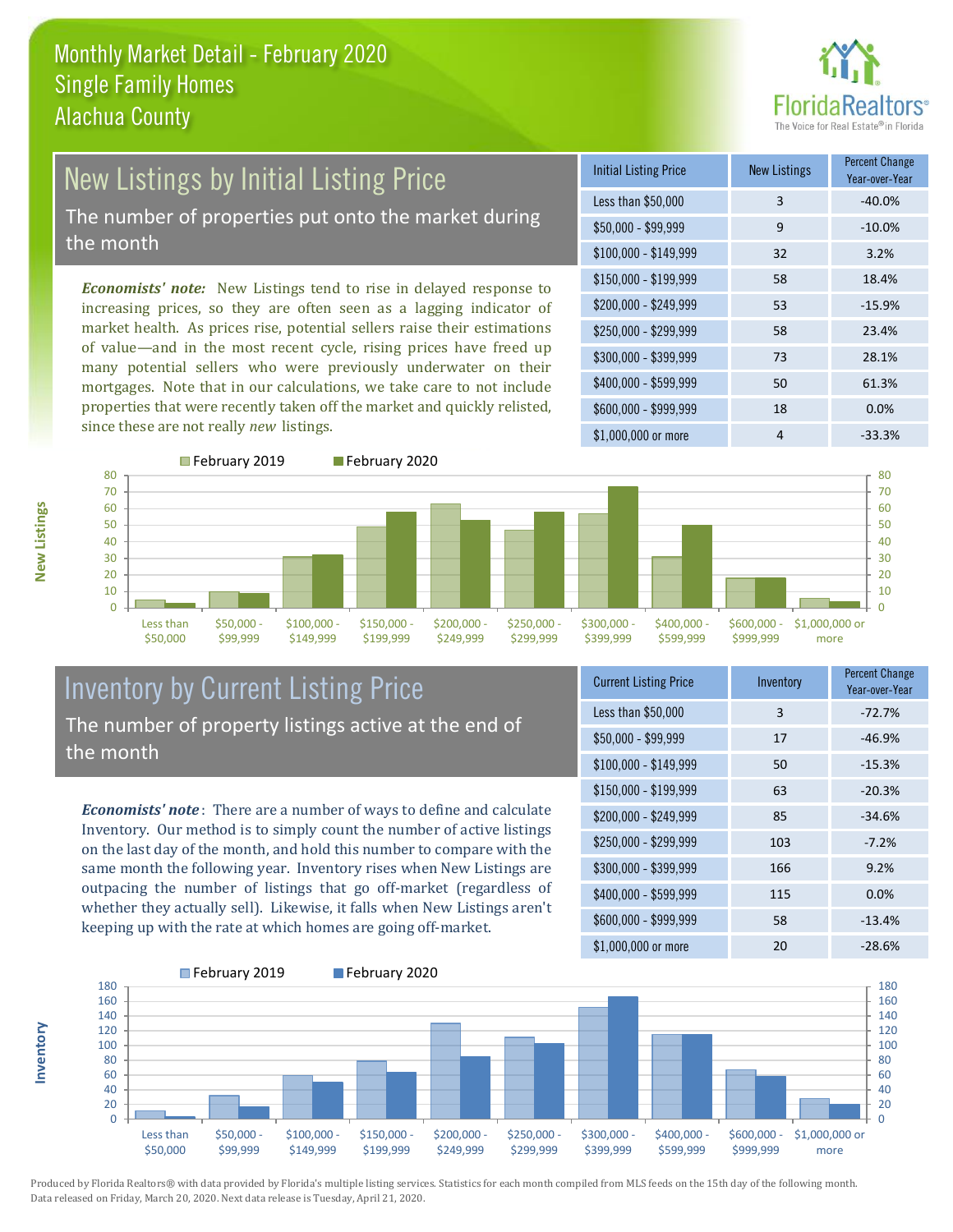# Monthly Market Detail - February 2020
## Single Family Homes
## Alachua County

FloridaRealtors®
The Voice for Real Estate® in Florida

## New Listings by Initial Listing Price

The number of properties put onto the market during the month

***Economists' note:*** New Listings tend to rise in delayed response to increasing prices, so they are often seen as a lagging indicator of market health. As prices rise, potential sellers raise their estimations of value—and in the most recent cycle, rising prices have freed up many potential sellers who were previously underwater on their mortgages. Note that in our calculations, we take care to not include properties that were recently taken off the market and quickly relisted, since these are not really *new* listings.

| Initial Listing Price | New Listings | Percent Change Year-over-Year |
|---|---|---|
| Less than $50,000 | 3 | -40.0% |
| $50,000 - $99,999 | 9 | -10.0% |
| $100,000 - $149,999 | 32 | 3.2% |
| $150,000 - $199,999 | 58 | 18.4% |
| $200,000 - $249,999 | 53 | -15.9% |
| $250,000 - $299,999 | 58 | 23.4% |
| $300,000 - $399,999 | 73 | 28.1% |
| $400,000 - $599,999 | 50 | 61.3% |
| $600,000 - $999,999 | 18 | 0.0% |
| $1,000,000 or more | 4 | -33.3% |

February 2019 February 2020

New Listings

0 10 20 30 40 50 60 70 80

Less than $50,000, $50,000 - $99,999, $100,000 - $149,999, $150,000 - $199,999, $200,000 - $249,999, $250,000 - $299,999, $300,000 - $399,999, $400,000 - $599,999, $600,000 - $999,999, $1,000,000 or more

## Inventory by Current Listing Price

The number of property listings active at the end of the month

***Economists' note*:** There are a number of ways to define and calculate Inventory. Our method is to simply count the number of active listings on the last day of the month, and hold this number to compare with the same month the following year. Inventory rises when New Listings are outpacing the number of listings that go off-market (regardless of whether they actually sell). Likewise, it falls when New Listings aren't keeping up with the rate at which homes are going off-market.

| Current Listing Price | Inventory | Percent Change Year-over-Year |
|---|---|---|
| Less than $50,000 | 3 | -72.7% |
| $50,000 - $99,999 | 17 | -46.9% |
| $100,000 - $149,999 | 50 | -15.3% |
| $150,000 - $199,999 | 63 | -20.3% |
| $200,000 - $249,999 | 85 | -34.6% |
| $250,000 - $299,999 | 103 | -7.2% |
| $300,000 - $399,999 | 166 | 9.2% |
| $400,000 - $599,999 | 115 | 0.0% |
| $600,000 - $999,999 | 58 | -13.4% |
| $1,000,000 or more | 20 | -28.6% |

February 2019 February 2020

Inventory

0 20 40 60 80 100 120 140 160 180

Less than $50,000, $50,000 - $99,999, $100,000 - $149,999, $150,000 - $199,999, $200,000 - $249,999, $250,000 - $299,999, $300,000 - $399,999, $400,000 - $599,999, $600,000 - $999,999, $1,000,000 or more

Produced by Florida Realtors® with data provided by Florida's multiple listing services. Statistics for each month compiled from MLS feeds on the 15th day of the following month. Data released on Friday, March 20, 2020. Next data release is Tuesday, April 21, 2020.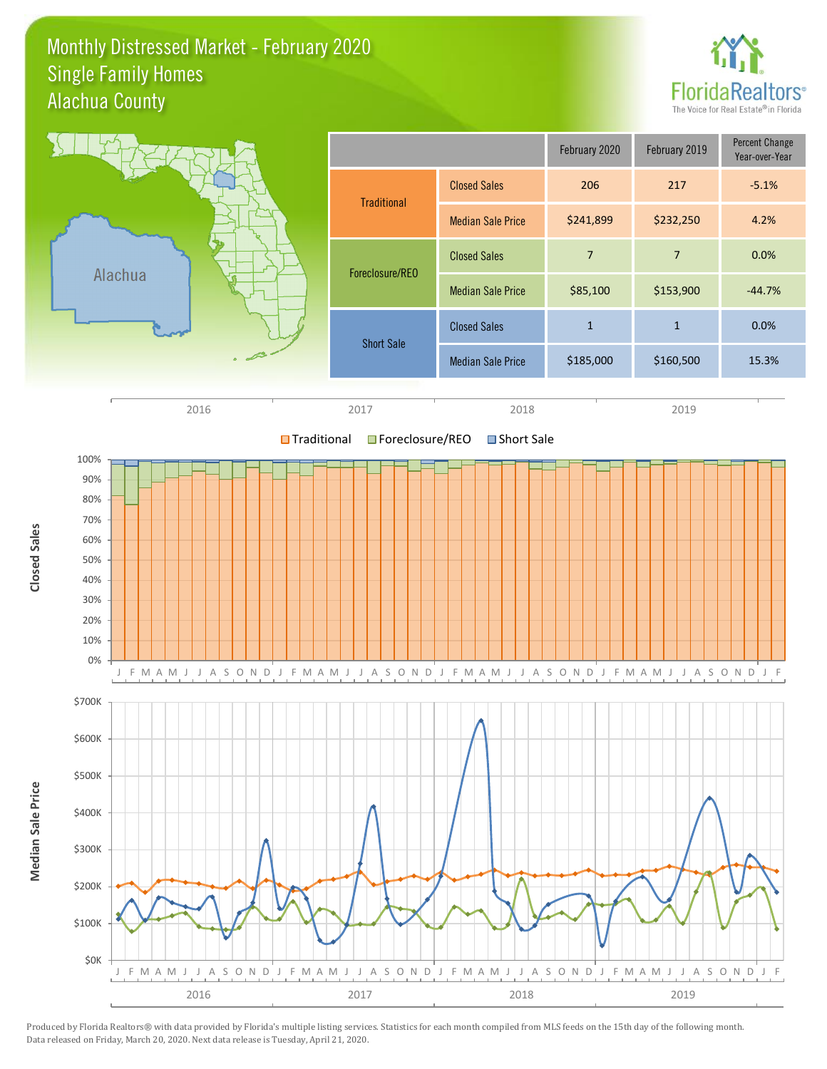# Monthly Distressed Market - February 2020
## Single Family Homes
## Alachua County

FloridaRealtors®
The Voice for Real Estate® in Florida

| | | February 2020 | February 2019 | Percent Change Year-over-Year |
|---|---|---|---|---|
| Traditional | Closed Sales | 206 | 217 | -5.1% |
| | Median Sale Price | $241,899 | $232,250 | 4.2% |
| Foreclosure/REO | Closed Sales | 7 | 7 | 0.0% |
| | Median Sale Price | $85,100 | $153,900 | -44.7% |
| Short Sale | Closed Sales | 1 | 1 | 0.0% |
| | Median Sale Price | $185,000 | $160,500 | 15.3% |

Produced by Florida Realtors® with data provided by Florida's multiple listing services. Statistics for each month compiled from MLS feeds on the 15th day of the following month. Data released on Friday, March 20, 2020. Next data release is Tuesday, April 21, 2020.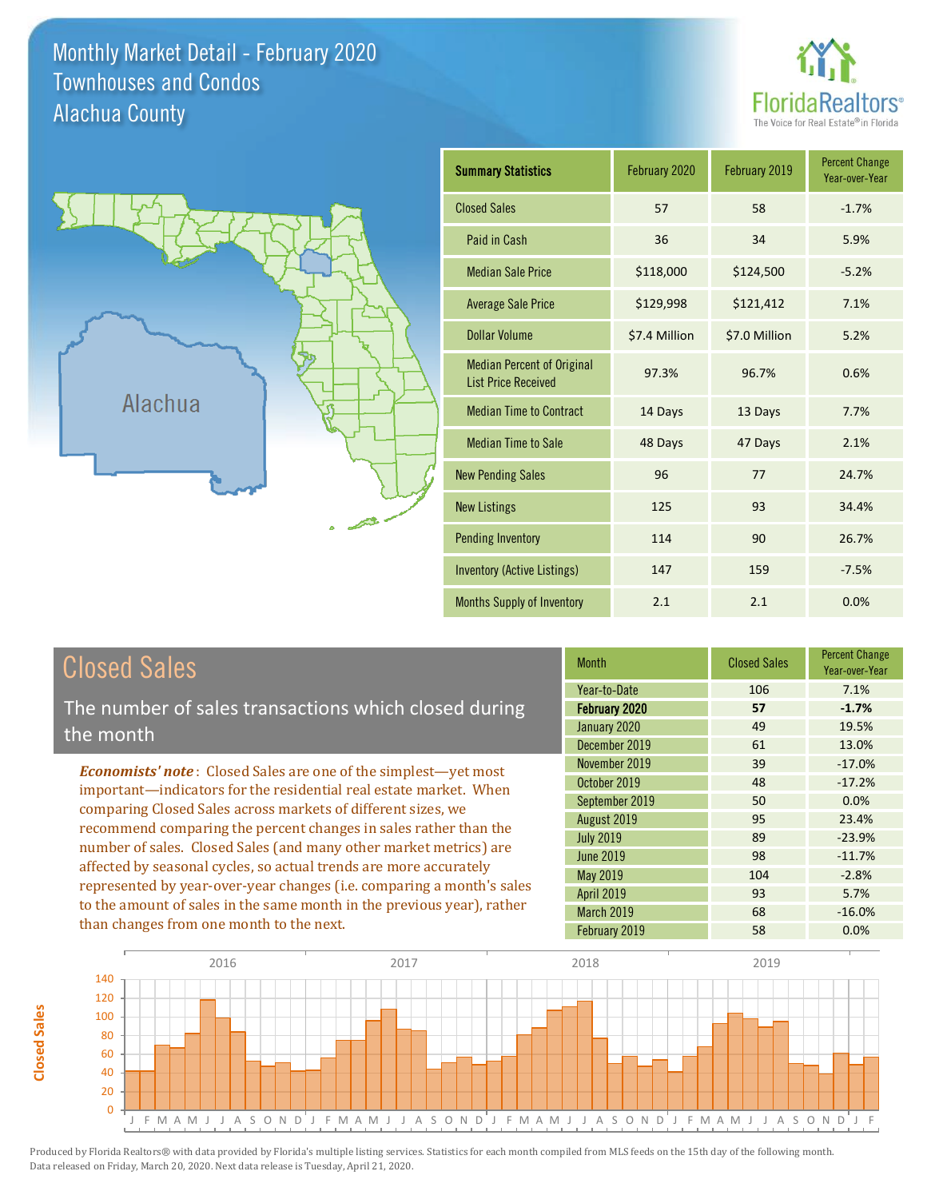# Monthly Market Detail - February 2020
## Townhouses and Condos
## Alachua County

FloridaRealtors®
The Voice for Real Estate® in Florida

Alachua

| Summary Statistics | February 2020 | February 2019 | Percent Change Year-over-Year |
|---|---|---|---|
| Closed Sales | 57 | 58 | -1.7% |
| Paid in Cash | 36 | 34 | 5.9% |
| Median Sale Price | $118,000 | $124,500 | -5.2% |
| Average Sale Price | $129,998 | $121,412 | 7.1% |
| Dollar Volume | $7.4 Million | $7.0 Million | 5.2% |
| Median Percent of Original List Price Received | 97.3% | 96.7% | 0.6% |
| Median Time to Contract | 14 Days | 13 Days | 7.7% |
| Median Time to Sale | 48 Days | 47 Days | 2.1% |
| New Pending Sales | 96 | 77 | 24.7% |
| New Listings | 125 | 93 | 34.4% |
| Pending Inventory | 114 | 90 | 26.7% |
| Inventory (Active Listings) | 147 | 159 | -7.5% |
| Months Supply of Inventory | 2.1 | 2.1 | 0.0% |

## Closed Sales

The number of sales transactions which closed during the month

***Economists' note***: Closed Sales are one of the simplest—yet most important—indicators for the residential real estate market. When comparing Closed Sales across markets of different sizes, we recommend comparing the percent changes in sales rather than the number of sales. Closed Sales (and many other market metrics) are affected by seasonal cycles, so actual trends are more accurately represented by year-over-year changes (i.e. comparing a month's sales to the amount of sales in the same month in the previous year), rather than changes from one month to the next.

| Month | Closed Sales | Percent Change Year-over-Year |
|---|---|---|
| Year-to-Date | 106 | 7.1% |
| **February 2020** | **57** | **-1.7%** |
| January 2020 | 49 | 19.5% |
| December 2019 | 61 | 13.0% |
| November 2019 | 39 | -17.0% |
| October 2019 | 48 | -17.2% |
| September 2019 | 50 | 0.0% |
| August 2019 | 95 | 23.4% |
| July 2019 | 89 | -23.9% |
| June 2019 | 98 | -11.7% |
| May 2019 | 104 | -2.8% |
| April 2019 | 93 | 5.7% |
| March 2019 | 68 | -16.0% |
| February 2019 | 58 | 0.0% |

Closed Sales

2016 2017 2018 2019

140
120
100
80
60
40
20
0

J F M A M J J A S O N D J F M A M J J A S O N D J F M A M J J A S O N D J F M A M J J A S O N D J F

Produced by Florida Realtors® with data provided by Florida's multiple listing services. Statistics for each month compiled from MLS feeds on the 15th day of the following month. Data released on Friday, March 20, 2020. Next data release is Tuesday, April 21, 2020.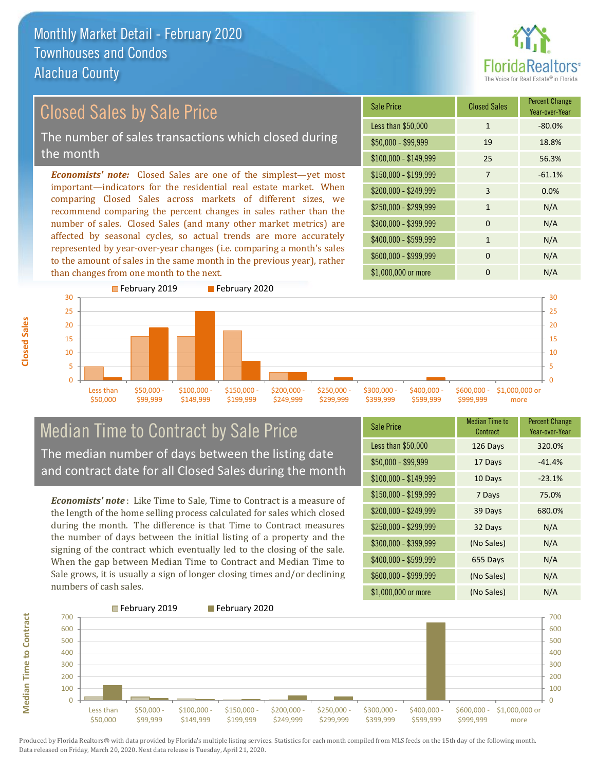# Monthly Market Detail - February 2020
## Townhouses and Condos
## Alachua County

FloridaRealtors® The Voice for Real Estate® in Florida

## Closed Sales by Sale Price

The number of sales transactions which closed during the month

***Economists' note:*** Closed Sales are one of the simplest—yet most important—indicators for the residential real estate market. When comparing Closed Sales across markets of different sizes, we recommend comparing the percent changes in sales rather than the number of sales. Closed Sales (and many other market metrics) are affected by seasonal cycles, so actual trends are more accurately represented by year-over-year changes (i.e. comparing a month's sales to the amount of sales in the same month in the previous year), rather than changes from one month to the next.

| Sale Price | Closed Sales | Percent Change Year-over-Year |
|---|---|---|
| Less than $50,000 | 1 | -80.0% |
| $50,000 - $99,999 | 19 | 18.8% |
| $100,000 - $149,999 | 25 | 56.3% |
| $150,000 - $199,999 | 7 | -61.1% |
| $200,000 - $249,999 | 3 | 0.0% |
| $250,000 - $299,999 | 1 | N/A |
| $300,000 - $399,999 | 0 | N/A |
| $400,000 - $599,999 | 1 | N/A |
| $600,000 - $999,999 | 0 | N/A |
| $1,000,000 or more | 0 | N/A |

February 2019 February 2020

Closed Sales

30 25 20 15 10 5 0

Less than $50,000 | $50,000 - $99,999 | $100,000 - $149,999 | $150,000 - $199,999 | $200,000 - $249,999 | $250,000 - $299,999 | $300,000 - $399,999 | $400,000 - $599,999 | $600,000 - $999,999 | $1,000,000 or more

## Median Time to Contract by Sale Price

The median number of days between the listing date and contract date for all Closed Sales during the month

***Economists' note*** : Like Time to Sale, Time to Contract is a measure of the length of the home selling process calculated for sales which closed during the month. The difference is that Time to Contract measures the number of days between the initial listing of a property and the signing of the contract which eventually led to the closing of the sale. When the gap between Median Time to Contract and Median Time to Sale grows, it is usually a sign of longer closing times and/or declining numbers of cash sales.

| Sale Price | Median Time to Contract | Percent Change Year-over-Year |
|---|---|---|
| Less than $50,000 | 126 Days | 320.0% |
| $50,000 - $99,999 | 17 Days | -41.4% |
| $100,000 - $149,999 | 10 Days | -23.1% |
| $150,000 - $199,999 | 7 Days | 75.0% |
| $200,000 - $249,999 | 39 Days | 680.0% |
| $250,000 - $299,999 | 32 Days | N/A |
| $300,000 - $399,999 | (No Sales) | N/A |
| $400,000 - $599,999 | 655 Days | N/A |
| $600,000 - $999,999 | (No Sales) | N/A |
| $1,000,000 or more | (No Sales) | N/A |

February 2019 February 2020

Median Time to Contract

700 600 500 400 300 200 100 0

Less than $50,000 | $50,000 - $99,999 | $100,000 - $149,999 | $150,000 - $199,999 | $200,000 - $249,999 | $250,000 - $299,999 | $300,000 - $399,999 | $400,000 - $599,999 | $600,000 - $999,999 | $1,000,000 or more

Produced by Florida Realtors® with data provided by Florida's multiple listing services. Statistics for each month compiled from MLS feeds on the 15th day of the following month. Data released on Friday, March 20, 2020. Next data release is Tuesday, April 21, 2020.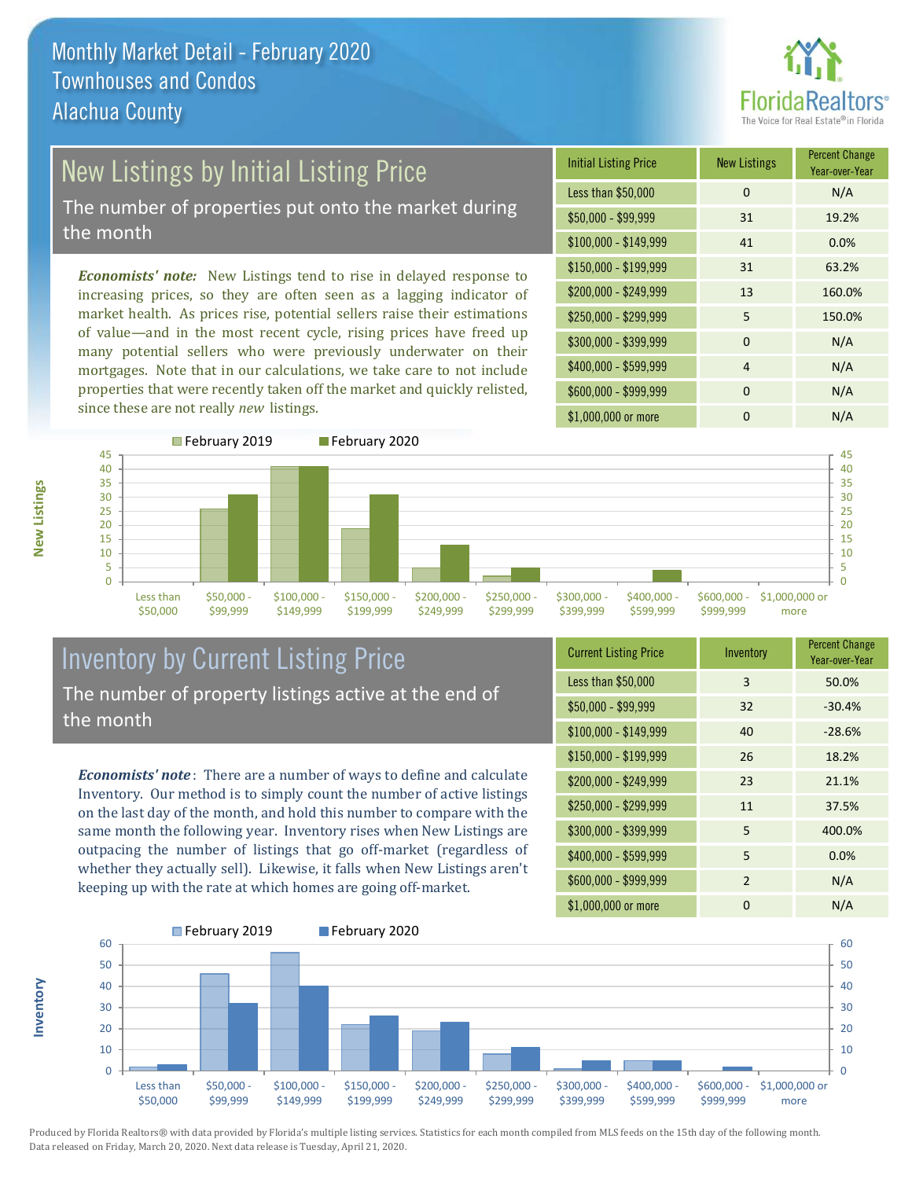# Monthly Market Detail - February 2020
## Townhouses and Condos
## Alachua County

## New Listings by Initial Listing Price

The number of properties put onto the market during the month

*Economists' note:* New Listings tend to rise in delayed response to increasing prices, so they are often seen as a lagging indicator of market health. As prices rise, potential sellers raise their estimations of value—and in the most recent cycle, rising prices have freed up many potential sellers who were previously underwater on their mortgages. Note that in our calculations, we take care to not include properties that were recently taken off the market and quickly relisted, since these are not really *new* listings.

| Initial Listing Price | New Listings | Percent Change Year-over-Year |
|---|---|---|
| Less than $50,000 | 0 | N/A |
| $50,000 - $99,999 | 31 | 19.2% |
| $100,000 - $149,999 | 41 | 0.0% |
| $150,000 - $199,999 | 31 | 63.2% |
| $200,000 - $249,999 | 13 | 160.0% |
| $250,000 - $299,999 | 5 | 150.0% |
| $300,000 - $399,999 | 0 | N/A |
| $400,000 - $599,999 | 4 | N/A |
| $600,000 - $999,999 | 0 | N/A |
| $1,000,000 or more | 0 | N/A |

February 2019 February 2020

New Listings

0 5 10 15 20 25 30 35 40 45

Less than $50,000 | $50,000 - $99,999 | $100,000 - $149,999 | $150,000 - $199,999 | $200,000 - $249,999 | $250,000 - $299,999 | $300,000 - $399,999 | $400,000 - $599,999 | $600,000 - $999,999 | $1,000,000 or more

## Inventory by Current Listing Price

The number of property listings active at the end of the month

*Economists' note*: There are a number of ways to define and calculate Inventory. Our method is to simply count the number of active listings on the last day of the month, and hold this number to compare with the same month the following year. Inventory rises when New Listings are outpacing the number of listings that go off-market (regardless of whether they actually sell). Likewise, it falls when New Listings aren't keeping up with the rate at which homes are going off-market.

| Current Listing Price | Inventory | Percent Change Year-over-Year |
|---|---|---|
| Less than $50,000 | 3 | 50.0% |
| $50,000 - $99,999 | 32 | -30.4% |
| $100,000 - $149,999 | 40 | -28.6% |
| $150,000 - $199,999 | 26 | 18.2% |
| $200,000 - $249,999 | 23 | 21.1% |
| $250,000 - $299,999 | 11 | 37.5% |
| $300,000 - $399,999 | 5 | 400.0% |
| $400,000 - $599,999 | 5 | 0.0% |
| $600,000 - $999,999 | 2 | N/A |
| $1,000,000 or more | 0 | N/A |

February 2019 February 2020

Inventory

0 10 20 30 40 50 60

Less than $50,000 | $50,000 - $99,999 | $100,000 - $149,999 | $150,000 - $199,999 | $200,000 - $249,999 | $250,000 - $299,999 | $300,000 - $399,999 | $400,000 - $599,999 | $600,000 - $999,999 | $1,000,000 or more

Produced by Florida Realtors® with data provided by Florida's multiple listing services. Statistics for each month compiled from MLS feeds on the 15th day of the following month. Data released on Friday, March 20, 2020. Next data release is Tuesday, April 21, 2020.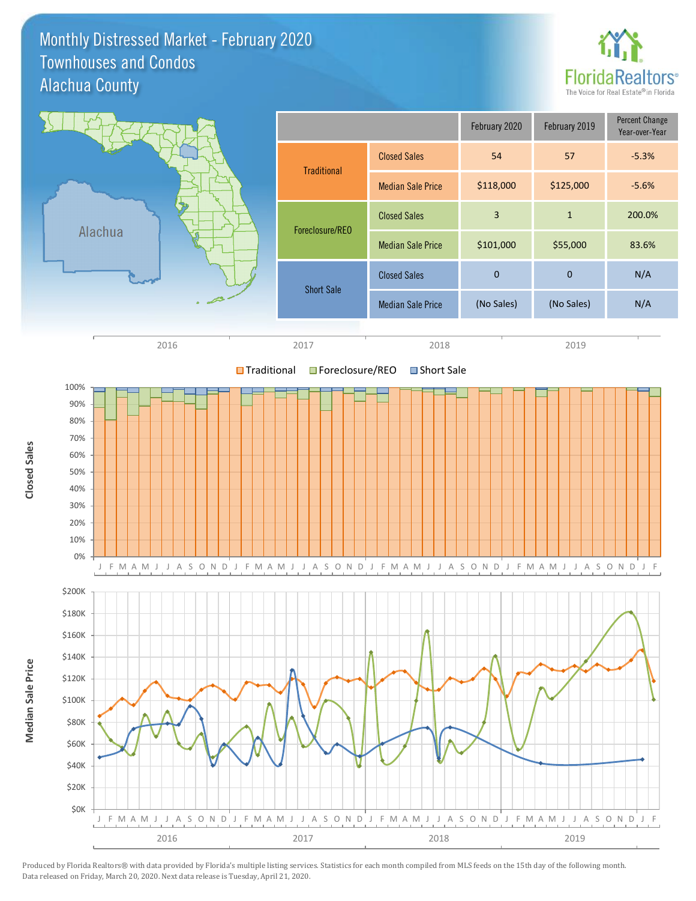# Monthly Distressed Market - February 2020
## Townhouses and Condos
## Alachua County

FloridaRealtors®
The Voice for Real Estate® in Florida

Alachua

| | | February 2020 | February 2019 | Percent Change Year-over-Year |
|---|---|---|---|---|
| Traditional | Closed Sales | 54 | 57 | -5.3% |
| | Median Sale Price | $118,000 | $125,000 | -5.6% |
| Foreclosure/REO | Closed Sales | 3 | 1 | 200.0% |
| | Median Sale Price | $101,000 | $55,000 | 83.6% |
| Short Sale | Closed Sales | 0 | 0 | N/A |
| | Median Sale Price | (No Sales) | (No Sales) | N/A |

2016 2017 2018 2019

Traditional Foreclosure/REO Short Sale

Closed Sales

100% 90% 80% 70% 60% 50% 40% 30% 20% 10% 0%

J F M A M J J A S O N D J F M A M J J A S O N D J F M A M J J A S O N D J F M A M J J A S O N D J F

Median Sale Price

$200K $180K $160K $140K $120K $100K $80K $60K $40K $20K $0K

J F M A M J J A S O N D J F M A M J J A S O N D J F M A M J J A S O N D J F M A M J J A S O N D J F

2016 2017 2018 2019

Produced by Florida Realtors® with data provided by Florida's multiple listing services. Statistics for each month compiled from MLS feeds on the 15th day of the following month. Data released on Friday, March 20, 2020. Next data release is Tuesday, April 21, 2020.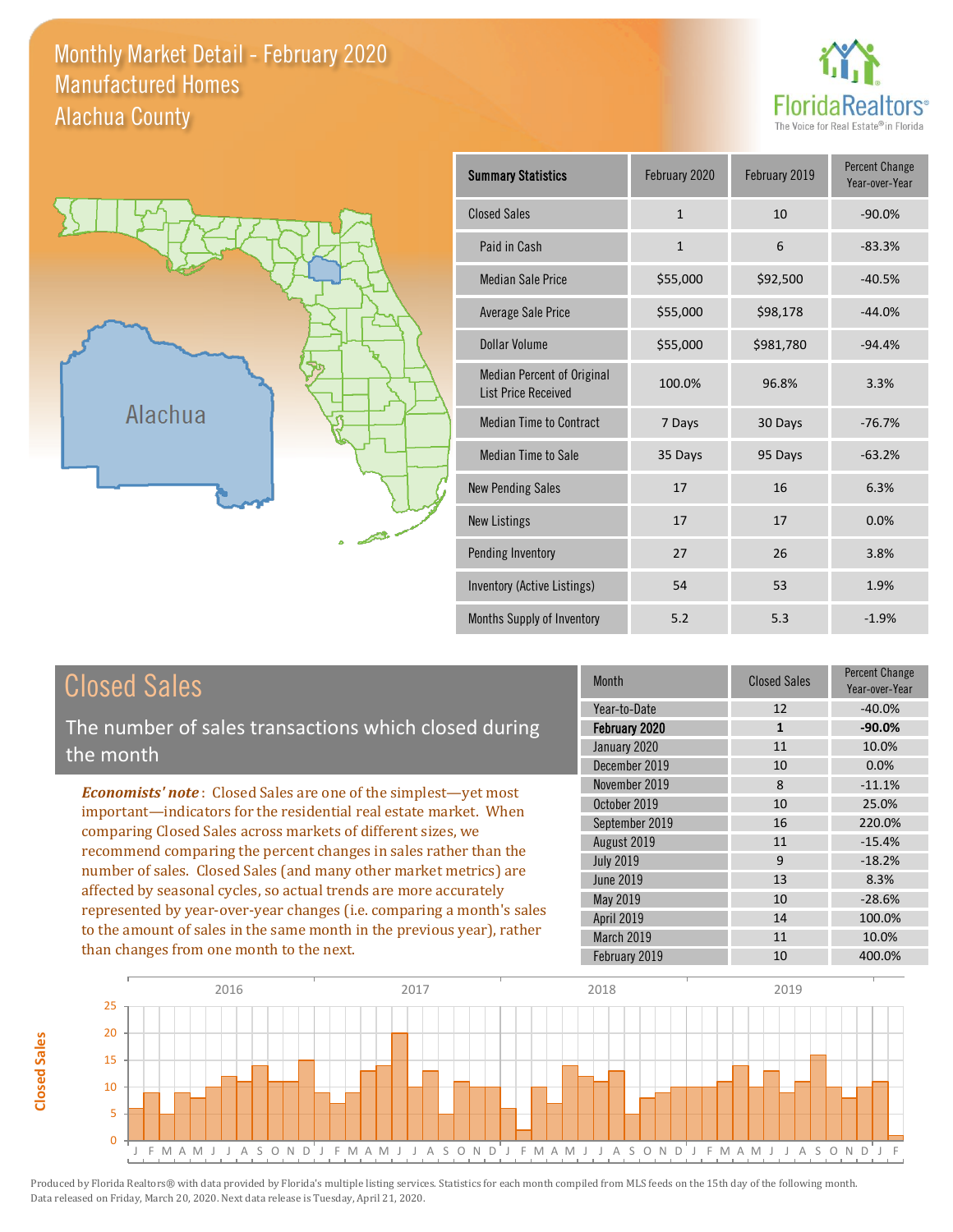# Monthly Market Detail - February 2020
## Manufactured Homes
## Alachua County

Alachua

FloridaRealtors®
The Voice for Real Estate® in Florida

| Summary Statistics | February 2020 | February 2019 | Percent Change Year-over-Year |
|---|---|---|---|
| Closed Sales | 1 | 10 | -90.0% |
| Paid in Cash | 1 | 6 | -83.3% |
| Median Sale Price | $55,000 | $92,500 | -40.5% |
| Average Sale Price | $55,000 | $98,178 | -44.0% |
| Dollar Volume | $55,000 | $981,780 | -94.4% |
| Median Percent of Original List Price Received | 100.0% | 96.8% | 3.3% |
| Median Time to Contract | 7 Days | 30 Days | -76.7% |
| Median Time to Sale | 35 Days | 95 Days | -63.2% |
| New Pending Sales | 17 | 16 | 6.3% |
| New Listings | 17 | 17 | 0.0% |
| Pending Inventory | 27 | 26 | 3.8% |
| Inventory (Active Listings) | 54 | 53 | 1.9% |
| Months Supply of Inventory | 5.2 | 5.3 | -1.9% |

## Closed Sales

The number of sales transactions which closed during the month

***Economists' note***: Closed Sales are one of the simplest—yet most important—indicators for the residential real estate market. When comparing Closed Sales across markets of different sizes, we recommend comparing the percent changes in sales rather than the number of sales. Closed Sales (and many other market metrics) are affected by seasonal cycles, so actual trends are more accurately represented by year-over-year changes (i.e. comparing a month's sales to the amount of sales in the same month in the previous year), rather than changes from one month to the next.

| Month | Closed Sales | Percent Change Year-over-Year |
|---|---|---|
| Year-to-Date | 12 | -40.0% |
| **February 2020** | **1** | **-90.0%** |
| January 2020 | 11 | 10.0% |
| December 2019 | 10 | 0.0% |
| November 2019 | 8 | -11.1% |
| October 2019 | 10 | 25.0% |
| September 2019 | 16 | 220.0% |
| August 2019 | 11 | -15.4% |
| July 2019 | 9 | -18.2% |
| June 2019 | 13 | 8.3% |
| May 2019 | 10 | -28.6% |
| April 2019 | 14 | 100.0% |
| March 2019 | 11 | 10.0% |
| February 2019 | 10 | 400.0% |

Closed Sales

2016 2017 2018 2019

25
20
15
10
5
0

J F M A M J J A S O N D J F M A M J J A S O N D J F M A M J J A S O N D J F M A M J J A S O N D J F

Produced by Florida Realtors® with data provided by Florida's multiple listing services. Statistics for each month compiled from MLS feeds on the 15th day of the following month. Data released on Friday, March 20, 2020. Next data release is Tuesday, April 21, 2020.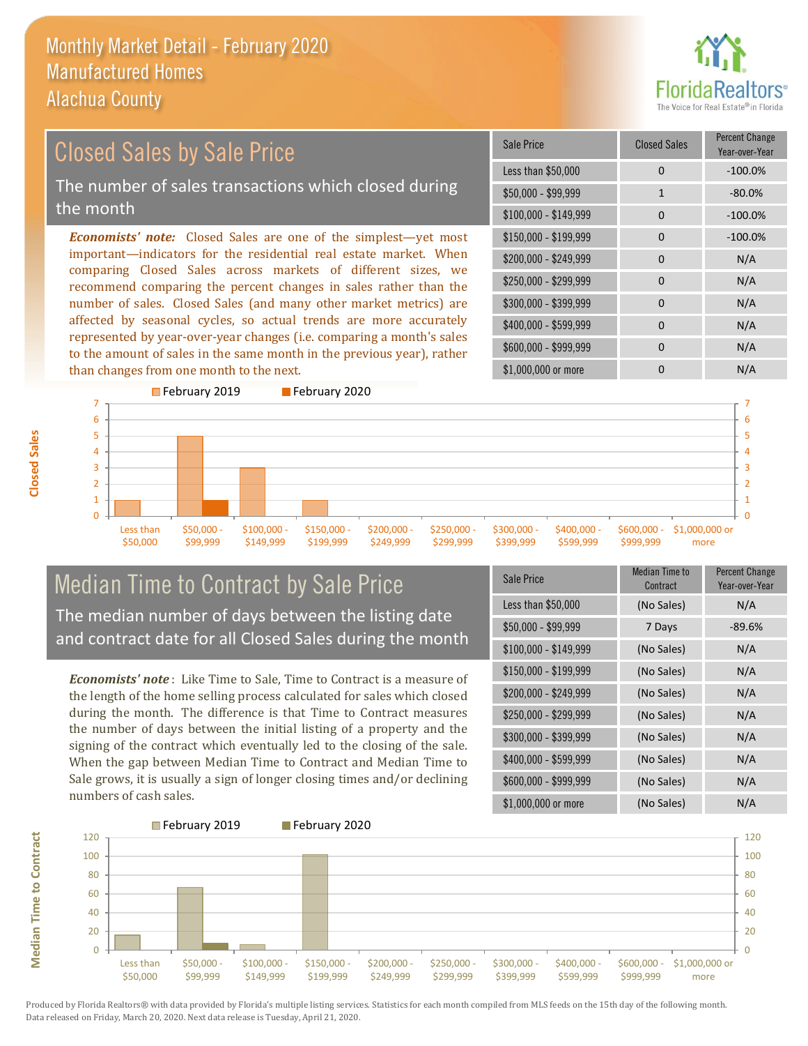# Monthly Market Detail - February 2020
## Manufactured Homes
## Alachua County

## Closed Sales by Sale Price

The number of sales transactions which closed during the month

***Economists' note:*** Closed Sales are one of the simplest—yet most important—indicators for the residential real estate market. When comparing Closed Sales across markets of different sizes, we recommend comparing the percent changes in sales rather than the number of sales. Closed Sales (and many other market metrics) are affected by seasonal cycles, so actual trends are more accurately represented by year-over-year changes (i.e. comparing a month's sales to the amount of sales in the same month in the previous year), rather than changes from one month to the next.

| Sale Price | Closed Sales | Percent Change Year-over-Year |
|---|---|---|
| Less than $50,000 | 0 | -100.0% |
| $50,000 - $99,999 | 1 | -80.0% |
| $100,000 - $149,999 | 0 | -100.0% |
| $150,000 - $199,999 | 0 | -100.0% |
| $200,000 - $249,999 | 0 | N/A |
| $250,000 - $299,999 | 0 | N/A |
| $300,000 - $399,999 | 0 | N/A |
| $400,000 - $599,999 | 0 | N/A |
| $600,000 - $999,999 | 0 | N/A |
| $1,000,000 or more | 0 | N/A |

## Median Time to Contract by Sale Price

The median number of days between the listing date and contract date for all Closed Sales during the month

***Economists' note*** : Like Time to Sale, Time to Contract is a measure of the length of the home selling process calculated for sales which closed during the month. The difference is that Time to Contract measures the number of days between the initial listing of a property and the signing of the contract which eventually led to the closing of the sale. When the gap between Median Time to Contract and Median Time to Sale grows, it is usually a sign of longer closing times and/or declining numbers of cash sales.

| Sale Price | Median Time to Contract | Percent Change Year-over-Year |
|---|---|---|
| Less than $50,000 | (No Sales) | N/A |
| $50,000 - $99,999 | 7 Days | -89.6% |
| $100,000 - $149,999 | (No Sales) | N/A |
| $150,000 - $199,999 | (No Sales) | N/A |
| $200,000 - $249,999 | (No Sales) | N/A |
| $250,000 - $299,999 | (No Sales) | N/A |
| $300,000 - $399,999 | (No Sales) | N/A |
| $400,000 - $599,999 | (No Sales) | N/A |
| $600,000 - $999,999 | (No Sales) | N/A |
| $1,000,000 or more | (No Sales) | N/A |

Produced by Florida Realtors® with data provided by Florida's multiple listing services. Statistics for each month compiled from MLS feeds on the 15th day of the following month. Data released on Friday, March 20, 2020. Next data release is Tuesday, April 21, 2020.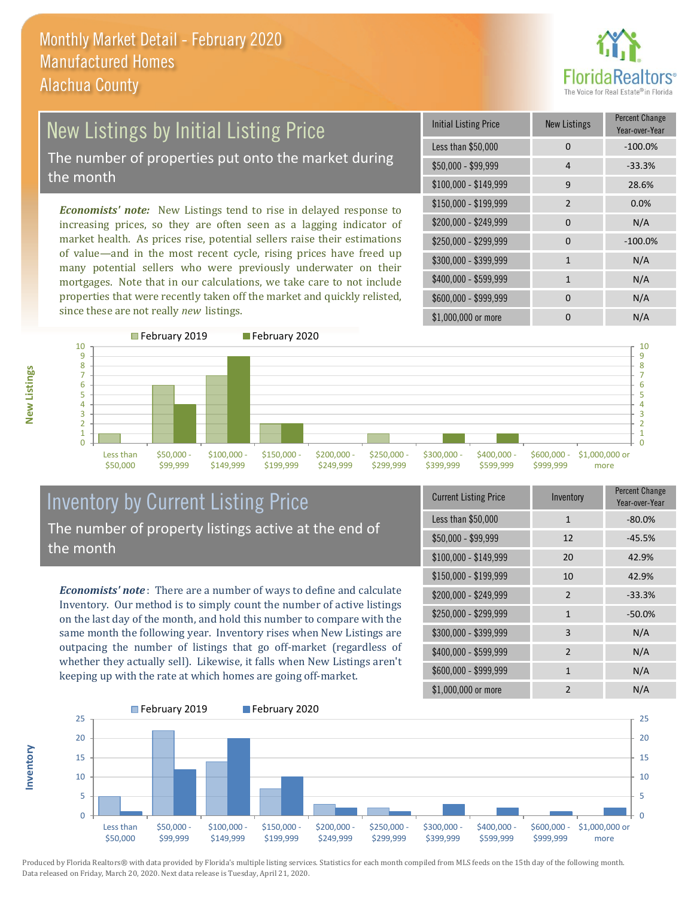# Monthly Market Detail - February 2020
## Manufactured Homes
## Alachua County

FloridaRealtors® The Voice for Real Estate® in Florida

## New Listings by Initial Listing Price

The number of properties put onto the market during the month

*Economists' note:* New Listings tend to rise in delayed response to increasing prices, so they are often seen as a lagging indicator of market health. As prices rise, potential sellers raise their estimations of value—and in the most recent cycle, rising prices have freed up many potential sellers who were previously underwater on their mortgages. Note that in our calculations, we take care to not include properties that were recently taken off the market and quickly relisted, since these are not really *new* listings.

| Initial Listing Price | New Listings | Percent Change Year-over-Year |
|---|---|---|
| Less than $50,000 | 0 | -100.0% |
| $50,000 - $99,999 | 4 | -33.3% |
| $100,000 - $149,999 | 9 | 28.6% |
| $150,000 - $199,999 | 2 | 0.0% |
| $200,000 - $249,999 | 0 | N/A |
| $250,000 - $299,999 | 0 | -100.0% |
| $300,000 - $399,999 | 1 | N/A |
| $400,000 - $599,999 | 1 | N/A |
| $600,000 - $999,999 | 0 | N/A |
| $1,000,000 or more | 0 | N/A |

February 2019
February 2020

New Listings

0 1 2 3 4 5 6 7 8 9 10

Less than $50,000
$50,000 - $99,999
$100,000 - $149,999
$150,000 - $199,999
$200,000 - $249,999
$250,000 - $299,999
$300,000 - $399,999
$400,000 - $599,999
$600,000 - $999,999
$1,000,000 or more

## Inventory by Current Listing Price

The number of property listings active at the end of the month

*Economists' note*: There are a number of ways to define and calculate Inventory. Our method is to simply count the number of active listings on the last day of the month, and hold this number to compare with the same month the following year. Inventory rises when New Listings are outpacing the number of listings that go off-market (regardless of whether they actually sell). Likewise, it falls when New Listings aren't keeping up with the rate at which homes are going off-market.

| Current Listing Price | Inventory | Percent Change Year-over-Year |
|---|---|---|
| Less than $50,000 | 1 | -80.0% |
| $50,000 - $99,999 | 12 | -45.5% |
| $100,000 - $149,999 | 20 | 42.9% |
| $150,000 - $199,999 | 10 | 42.9% |
| $200,000 - $249,999 | 2 | -33.3% |
| $250,000 - $299,999 | 1 | -50.0% |
| $300,000 - $399,999 | 3 | N/A |
| $400,000 - $599,999 | 2 | N/A |
| $600,000 - $999,999 | 1 | N/A |
| $1,000,000 or more | 2 | N/A |

February 2019
February 2020

Inventory

0 5 10 15 20 25

Less than $50,000
$50,000 - $99,999
$100,000 - $149,999
$150,000 - $199,999
$200,000 - $249,999
$250,000 - $299,999
$300,000 - $399,999
$400,000 - $599,999
$600,000 - $999,999
$1,000,000 or more

Produced by Florida Realtors® with data provided by Florida's multiple listing services. Statistics for each month compiled from MLS feeds on the 15th day of the following month. Data released on Friday, March 20, 2020. Next data release is Tuesday, April 21, 2020.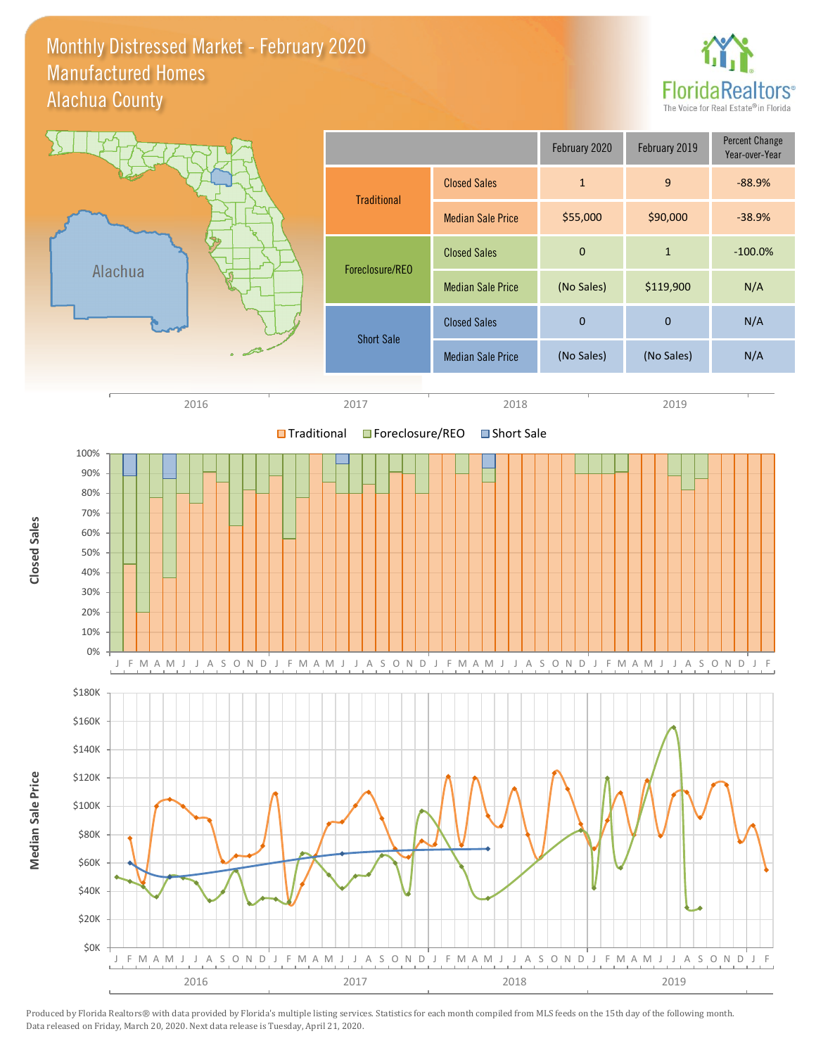# Monthly Distressed Market - February 2020
## Manufactured Homes
## Alachua County

Alachua

FloridaRealtors®
The Voice for Real Estate® in Florida

| | | February 2020 | February 2019 | Percent Change Year-over-Year |
|---|---|---|---|---|
| Traditional | Closed Sales | 1 | 9 | -88.9% |
| | Median Sale Price | $55,000 | $90,000 | -38.9% |
| Foreclosure/REO | Closed Sales | 0 | 1 | -100.0% |
| | Median Sale Price | (No Sales) | $119,900 | N/A |
| Short Sale | Closed Sales | 0 | 0 | N/A |
| | Median Sale Price | (No Sales) | (No Sales) | N/A |

2016 2017 2018 2019

Traditional  Foreclosure/REO  Short Sale

Closed Sales

100% 90% 80% 70% 60% 50% 40% 30% 20% 10% 0%

J F M A M J J A S O N D J F M A M J J A S O N D J F M A M J J A S O N D J F M A M J J A S O N D J F

Median Sale Price

$180K $160K $140K $120K $100K $80K $60K $40K $20K $0K

J F M A M J J A S O N D J F M A M J J A S O N D J F M A M J J A S O N D J F M A M J J A S O N D J F

2016 2017 2018 2019

Produced by Florida Realtors® with data provided by Florida's multiple listing services. Statistics for each month compiled from MLS feeds on the 15th day of the following month.
Data released on Friday, March 20, 2020. Next data release is Tuesday, April 21, 2020.